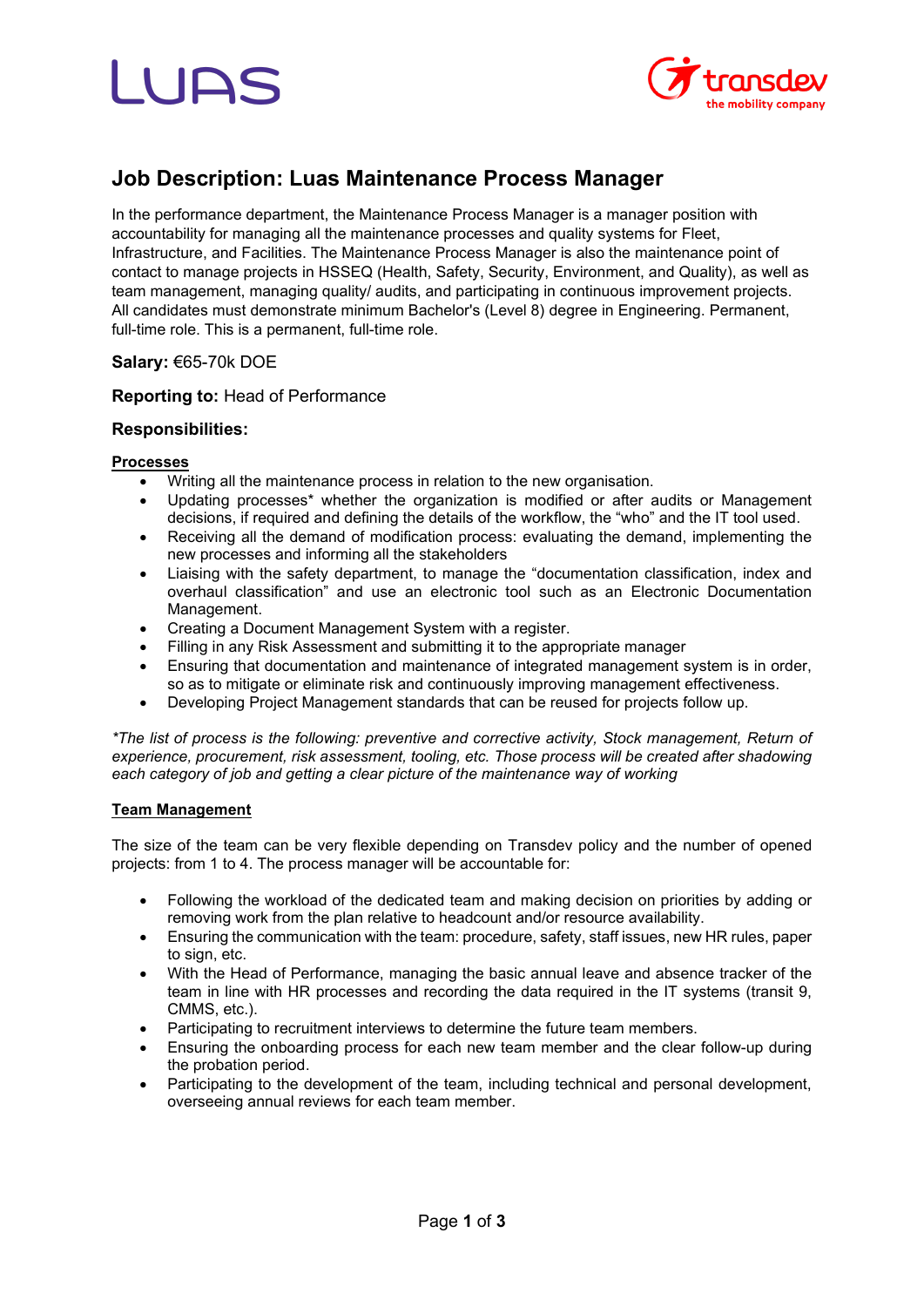# Job Description: Luas Maintenance Process Manager

In the performance department, the Maintenance Process Manager is a manager position with accountability for managing all the maintenance processes and quality systems for Fleet, Infrastructure, and Facilities. The Maintenance Process Manager is also the maintenance point of contact to manage projects in HSSEQ (Health, Safety, Security, Environment, and Quality), as well as team management, managing quality/ audits, and participating in continuous improvement projects. All candidates must demonstrate minimum Bachelor's (Level 8) degree in Engineering. Permanent, full-time role. This is a permanent, full-time role.

**Salary:** €65-70k DOE

**Reporting to:** Head of Performance

### Responsibilities:

**Processes**

- Writing all the maintenance process in relation to the new organisation.
- Updating processes* whether the organization is modified or after audits or Management decisions, if required and defining the details of the workflow, the "who" and the IT tool used.
- Receiving all the demand of modification process: evaluating the demand, implementing the new processes and informing all the stakeholders
- Liaising with the safety department, to manage the "documentation classification, index and overhaul classification" and use an electronic tool such as an Electronic Documentation Management.
- Creating a Document Management System with a register.
- Filling in any Risk Assessment and submitting it to the appropriate manager
- Ensuring that documentation and maintenance of integrated management system is in order, so as to mitigate or eliminate risk and continuously improving management effectiveness.
- Developing Project Management standards that can be reused for projects follow up.

*\*The list of process is the following: preventive and corrective activity, Stock management, Return of experience, procurement, risk assessment, tooling, etc. Those process will be created after shadowing each category of job and getting a clear picture of the maintenance way of working*

**Team Management**

The size of the team can be very flexible depending on Transdev policy and the number of opened projects: from 1 to 4. The process manager will be accountable for:

- Following the workload of the dedicated team and making decision on priorities by adding or removing work from the plan relative to headcount and/or resource availability.
- Ensuring the communication with the team: procedure, safety, staff issues, new HR rules, paper to sign, etc.
- With the Head of Performance, managing the basic annual leave and absence tracker of the team in line with HR processes and recording the data required in the IT systems (transit 9, CMMS, etc.).
- Participating to recruitment interviews to determine the future team members.
- Ensuring the onboarding process for each new team member and the clear follow-up during the probation period.
- Participating to the development of the team, including technical and personal development, overseeing annual reviews for each team member.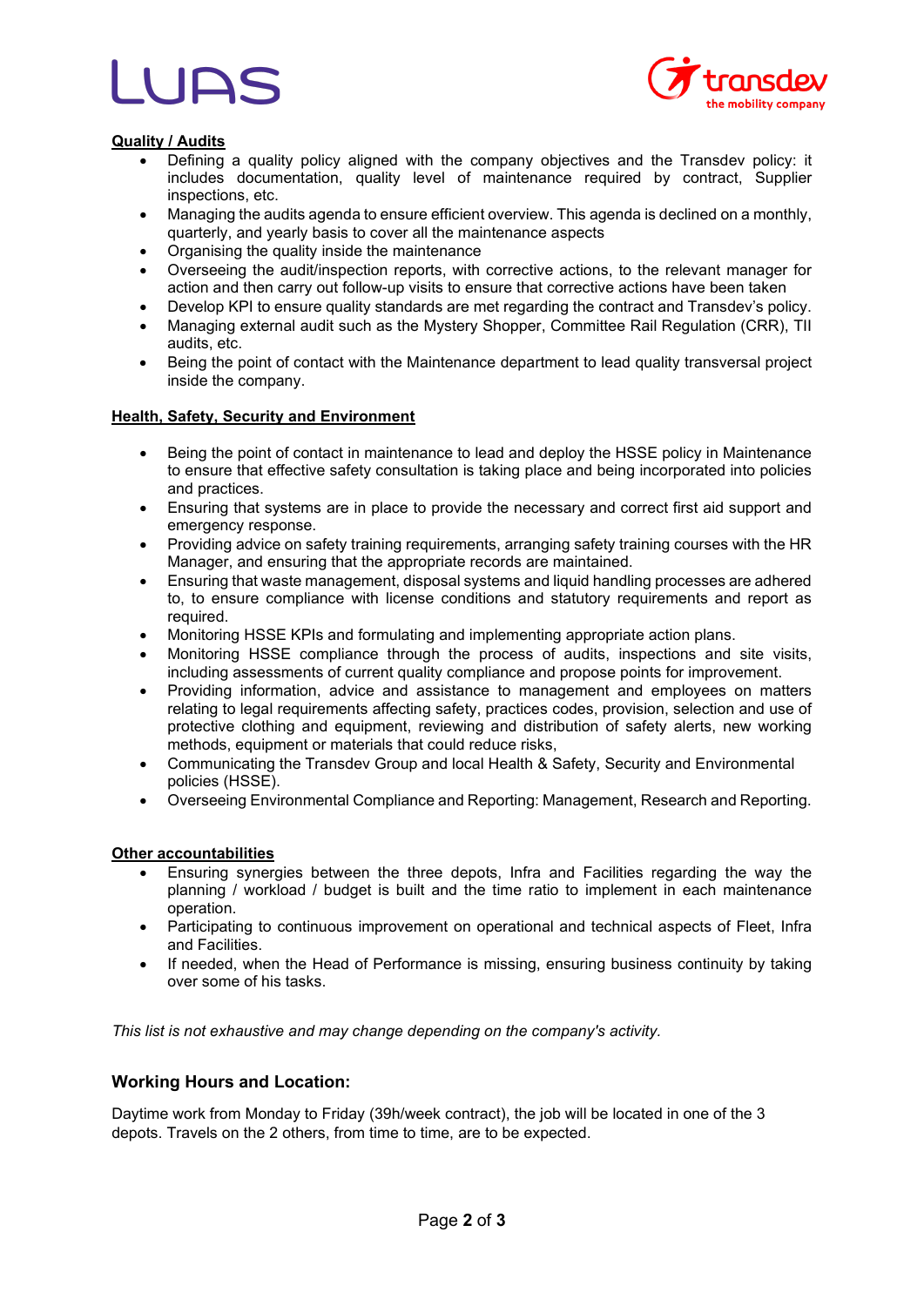**Quality / Audits**

- Defining a quality policy aligned with the company objectives and the Transdev policy: it includes documentation, quality level of maintenance required by contract, Supplier inspections, etc.
- Managing the audits agenda to ensure efficient overview. This agenda is declined on a monthly, quarterly, and yearly basis to cover all the maintenance aspects
- Organising the quality inside the maintenance
- Overseeing the audit/inspection reports, with corrective actions, to the relevant manager for action and then carry out follow-up visits to ensure that corrective actions have been taken
- Develop KPI to ensure quality standards are met regarding the contract and Transdev's policy.
- Managing external audit such as the Mystery Shopper, Committee Rail Regulation (CRR), TII audits, etc.
- Being the point of contact with the Maintenance department to lead quality transversal project inside the company.

**Health, Safety, Security and Environment**

- Being the point of contact in maintenance to lead and deploy the HSSE policy in Maintenance to ensure that effective safety consultation is taking place and being incorporated into policies and practices.
- Ensuring that systems are in place to provide the necessary and correct first aid support and emergency response.
- Providing advice on safety training requirements, arranging safety training courses with the HR Manager, and ensuring that the appropriate records are maintained.
- Ensuring that waste management, disposal systems and liquid handling processes are adhered to, to ensure compliance with license conditions and statutory requirements and report as required.
- Monitoring HSSE KPIs and formulating and implementing appropriate action plans.
- Monitoring HSSE compliance through the process of audits, inspections and site visits, including assessments of current quality compliance and propose points for improvement.
- Providing information, advice and assistance to management and employees on matters relating to legal requirements affecting safety, practices codes, provision, selection and use of protective clothing and equipment, reviewing and distribution of safety alerts, new working methods, equipment or materials that could reduce risks,
- Communicating the Transdev Group and local Health & Safety, Security and Environmental policies (HSSE).
- Overseeing Environmental Compliance and Reporting: Management, Research and Reporting.

**Other accountabilities**

- Ensuring synergies between the three depots, Infra and Facilities regarding the way the planning / workload / budget is built and the time ratio to implement in each maintenance operation.
- Participating to continuous improvement on operational and technical aspects of Fleet, Infra and Facilities.
- If needed, when the Head of Performance is missing, ensuring business continuity by taking over some of his tasks.

*This list is not exhaustive and may change depending on the company's activity.*

## Working Hours and Location:

Daytime work from Monday to Friday (39h/week contract), the job will be located in one of the 3 depots. Travels on the 2 others, from time to time, are to be expected.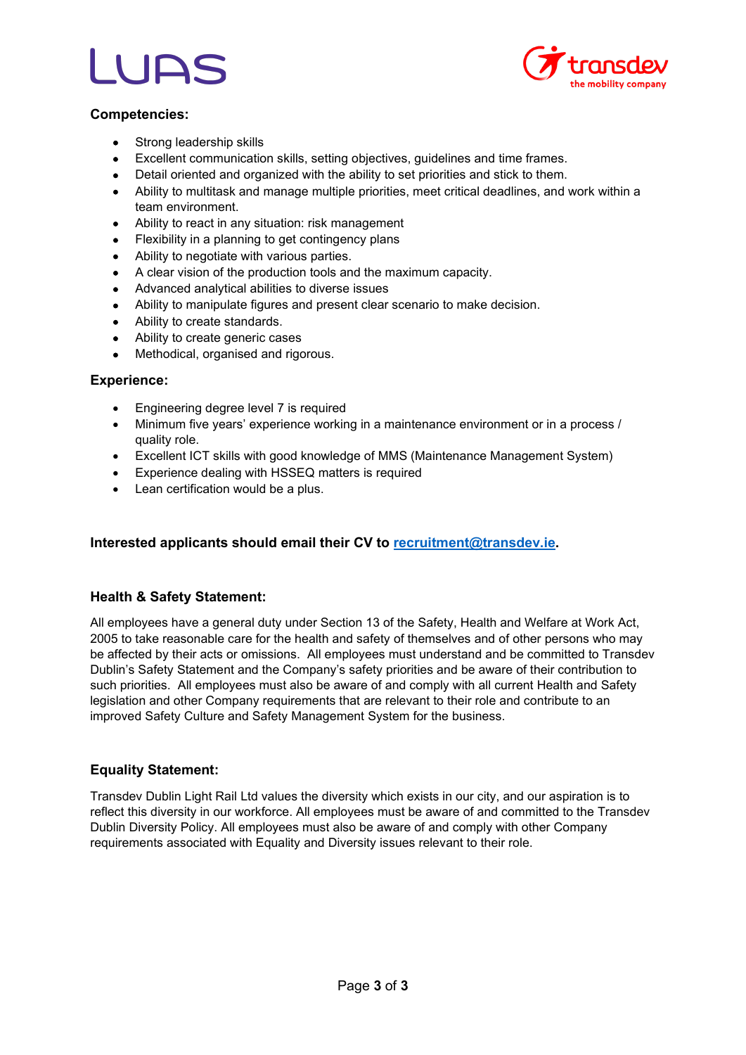### Competencies:

- Strong leadership skills
- Excellent communication skills, setting objectives, guidelines and time frames.
- Detail oriented and organized with the ability to set priorities and stick to them.
- Ability to multitask and manage multiple priorities, meet critical deadlines, and work within a team environment.
- Ability to react in any situation: risk management
- Flexibility in a planning to get contingency plans
- Ability to negotiate with various parties.
- A clear vision of the production tools and the maximum capacity.
- Advanced analytical abilities to diverse issues
- Ability to manipulate figures and present clear scenario to make decision.
- Ability to create standards.
- Ability to create generic cases
- Methodical, organised and rigorous.

### Experience:

- Engineering degree level 7 is required
- Minimum five years' experience working in a maintenance environment or in a process / quality role.
- Excellent ICT skills with good knowledge of MMS (Maintenance Management System)
- Experience dealing with HSSEQ matters is required
- Lean certification would be a plus.

**Interested applicants should email their CV to recruitment@transdev.ie.**

### Health & Safety Statement:

All employees have a general duty under Section 13 of the Safety, Health and Welfare at Work Act, 2005 to take reasonable care for the health and safety of themselves and of other persons who may be affected by their acts or omissions. All employees must understand and be committed to Transdev Dublin's Safety Statement and the Company's safety priorities and be aware of their contribution to such priorities. All employees must also be aware of and comply with all current Health and Safety legislation and other Company requirements that are relevant to their role and contribute to an improved Safety Culture and Safety Management System for the business.

### Equality Statement:

Transdev Dublin Light Rail Ltd values the diversity which exists in our city, and our aspiration is to reflect this diversity in our workforce. All employees must be aware of and committed to the Transdev Dublin Diversity Policy. All employees must also be aware of and comply with other Company requirements associated with Equality and Diversity issues relevant to their role.